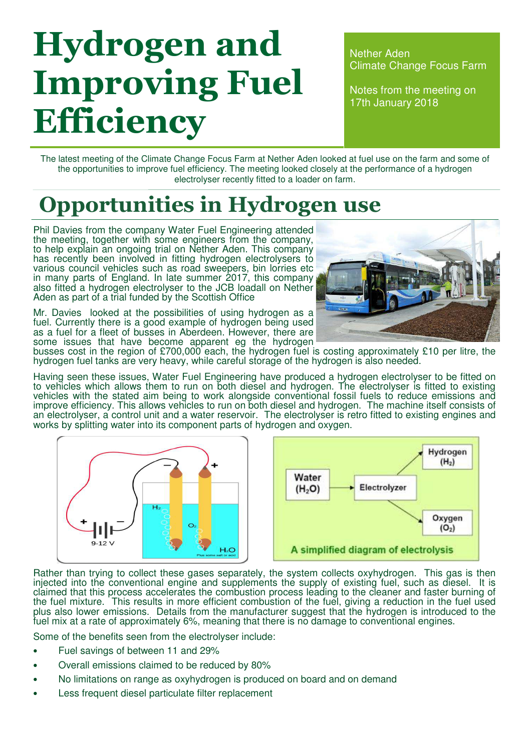# Hydrogen and Improving Fuel Efficiency

Nether Aden
Climate Change Focus Farm

Notes from the meeting on 17th January 2018

The latest meeting of the Climate Change Focus Farm at Nether Aden looked at fuel use on the farm and some of the opportunities to improve fuel efficiency. The meeting looked closely at the performance of a hydrogen electrolyser recently fitted to a loader on farm.

## Opportunities in Hydrogen use

Phil Davies from the company Water Fuel Engineering attended the meeting, together with some engineers from the company, to help explain an ongoing trial on Nether Aden. This company has recently been involved in fitting hydrogen electrolysers to various council vehicles such as road sweepers, bin lorries etc in many parts of England. In late summer 2017, this company also fitted a hydrogen electrolyser to the JCB loadall on Nether Aden as part of a trial funded by the Scottish Office

Mr. Davies looked at the possibilities of using hydrogen as a fuel. Currently there is a good example of hydrogen being used as a fuel for a fleet of busses in Aberdeen. However, there are some issues that have become apparent eg the hydrogen busses cost in the region of £700,000 each, the hydrogen fuel is costing approximately £10 per litre, the hydrogen fuel tanks are very heavy, while careful storage of the hydrogen is also needed.

Having seen these issues, Water Fuel Engineering have produced a hydrogen electrolyser to be fitted on to vehicles which allows them to run on both diesel and hydrogen. The electrolyser is fitted to existing vehicles with the stated aim being to work alongside conventional fossil fuels to reduce emissions and improve efficiency. This allows vehicles to run on both diesel and hydrogen. The machine itself consists of an electrolyser, a control unit and a water reservoir. The electrolyser is retro fitted to existing engines and works by splitting water into its component parts of hydrogen and oxygen.

A simplified diagram of electrolysis

Rather than trying to collect these gases separately, the system collects oxyhydrogen. This gas is then injected into the conventional engine and supplements the supply of existing fuel, such as diesel. It is claimed that this process accelerates the combustion process leading to the cleaner and faster burning of the fuel mixture. This results in more efficient combustion of the fuel, giving a reduction in the fuel used plus also lower emissions. Details from the manufacturer suggest that the hydrogen is introduced to the fuel mix at a rate of approximately 6%, meaning that there is no damage to conventional engines.

Some of the benefits seen from the electrolyser include:

- Fuel savings of between 11 and 29%
- Overall emissions claimed to be reduced by 80%
- No limitations on range as oxyhydrogen is produced on board and on demand
- Less frequent diesel particulate filter replacement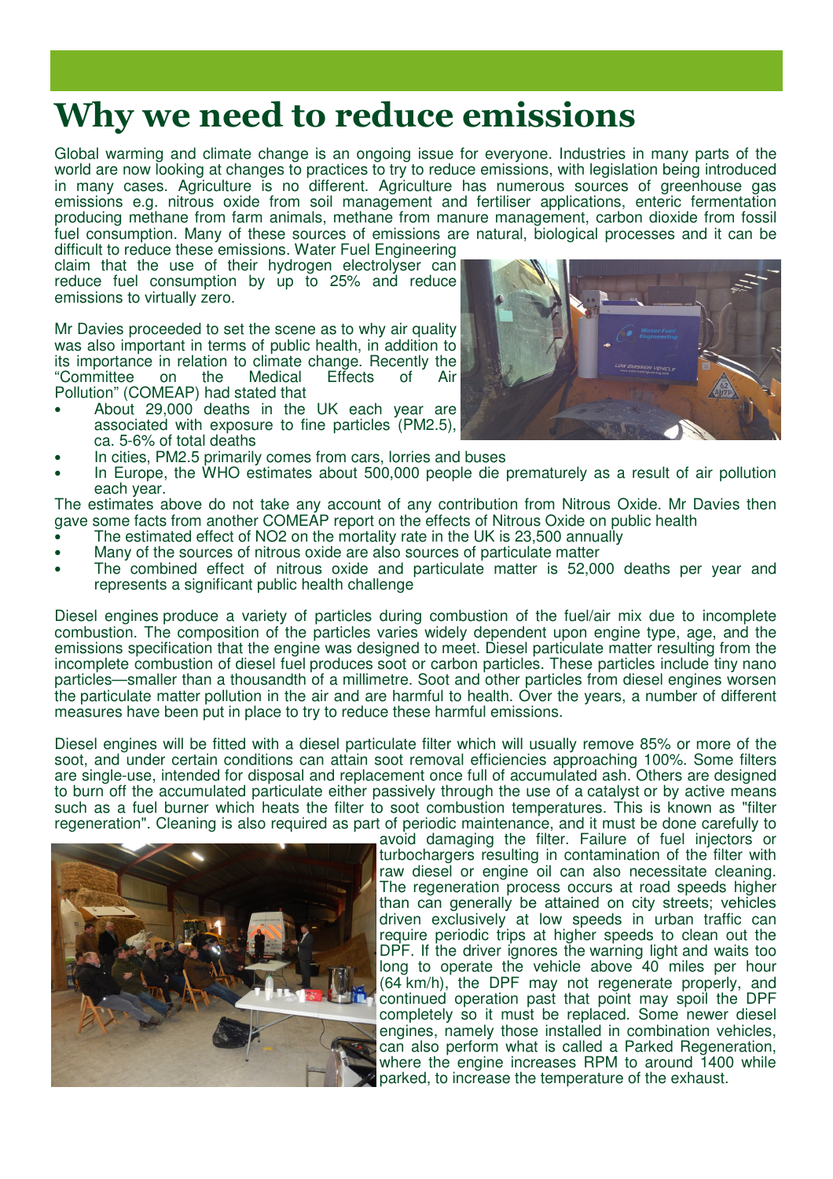# Why we need to reduce emissions

Global warming and climate change is an ongoing issue for everyone. Industries in many parts of the world are now looking at changes to practices to try to reduce emissions, with legislation being introduced in many cases. Agriculture is no different. Agriculture has numerous sources of greenhouse gas emissions e.g. nitrous oxide from soil management and fertiliser applications, enteric fermentation producing methane from farm animals, methane from manure management, carbon dioxide from fossil fuel consumption. Many of these sources of emissions are natural, biological processes and it can be difficult to reduce these emissions. Water Fuel Engineering claim that the use of their hydrogen electrolyser can reduce fuel consumption by up to 25% and reduce emissions to virtually zero.

Mr Davies proceeded to set the scene as to why air quality was also important in terms of public health, in addition to its importance in relation to climate change. Recently the "Committee on the Medical Effects of Air Pollution" (COMEAP) had stated that

- About 29,000 deaths in the UK each year are associated with exposure to fine particles (PM2.5), ca. 5-6% of total deaths
- In cities, PM2.5 primarily comes from cars, lorries and buses
- In Europe, the WHO estimates about 500,000 people die prematurely as a result of air pollution each year.

The estimates above do not take any account of any contribution from Nitrous Oxide. Mr Davies then gave some facts from another COMEAP report on the effects of Nitrous Oxide on public health

- The estimated effect of NO2 on the mortality rate in the UK is 23,500 annually
- Many of the sources of nitrous oxide are also sources of particulate matter
- The combined effect of nitrous oxide and particulate matter is 52,000 deaths per year and represents a significant public health challenge

Diesel engines produce a variety of particles during combustion of the fuel/air mix due to incomplete combustion. The composition of the particles varies widely dependent upon engine type, age, and the emissions specification that the engine was designed to meet. Diesel particulate matter resulting from the incomplete combustion of diesel fuel produces soot or carbon particles. These particles include tiny nano particles—smaller than a thousandth of a millimetre. Soot and other particles from diesel engines worsen the particulate matter pollution in the air and are harmful to health. Over the years, a number of different measures have been put in place to try to reduce these harmful emissions.

Diesel engines will be fitted with a diesel particulate filter which will usually remove 85% or more of the soot, and under certain conditions can attain soot removal efficiencies approaching 100%. Some filters are single-use, intended for disposal and replacement once full of accumulated ash. Others are designed to burn off the accumulated particulate either passively through the use of a catalyst or by active means such as a fuel burner which heats the filter to soot combustion temperatures. This is known as "filter regeneration". Cleaning is also required as part of periodic maintenance, and it must be done carefully to avoid damaging the filter. Failure of fuel injectors or turbochargers resulting in contamination of the filter with raw diesel or engine oil can also necessitate cleaning. The regeneration process occurs at road speeds higher than can generally be attained on city streets; vehicles driven exclusively at low speeds in urban traffic can require periodic trips at higher speeds to clean out the DPF. If the driver ignores the warning light and waits too long to operate the vehicle above 40 miles per hour (64 km/h), the DPF may not regenerate properly, and continued operation past that point may spoil the DPF completely so it must be replaced. Some newer diesel engines, namely those installed in combination vehicles, can also perform what is called a Parked Regeneration, where the engine increases RPM to around 1400 while parked, to increase the temperature of the exhaust.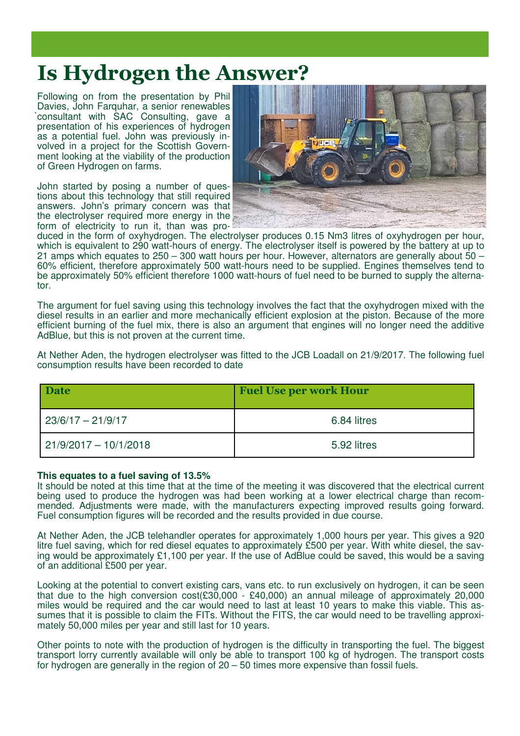# Is Hydrogen the Answer?

Following on from the presentation by Phil Davies, John Farquhar, a senior renewables consultant with SAC Consulting, gave a presentation of his experiences of hydrogen as a potential fuel. John was previously involved in a project for the Scottish Government looking at the viability of the production of Green Hydrogen on farms.

John started by posing a number of questions about this technology that still required answers. John's primary concern was that the electrolyser required more energy in the form of electricity to run it, than was produced in the form of oxyhydrogen. The electrolyser produces 0.15 Nm3 litres of oxyhydrogen per hour, which is equivalent to 290 watt-hours of energy. The electrolyser itself is powered by the battery at up to 21 amps which equates to 250 – 300 watt hours per hour. However, alternators are generally about 50 – 60% efficient, therefore approximately 500 watt-hours need to be supplied. Engines themselves tend to be approximately 50% efficient therefore 1000 watt-hours of fuel need to be burned to supply the alternator.

The argument for fuel saving using this technology involves the fact that the oxyhydrogen mixed with the diesel results in an earlier and more mechanically efficient explosion at the piston. Because of the more efficient burning of the fuel mix, there is also an argument that engines will no longer need the additive AdBlue, but this is not proven at the current time.

At Nether Aden, the hydrogen electrolyser was fitted to the JCB Loadall on 21/9/2017. The following fuel consumption results have been recorded to date

| Date | Fuel Use per work Hour |
|---|---|
| 23/6/17 – 21/9/17 | 6.84 litres |
| 21/9/2017 – 10/1/2018 | 5.92 litres |

**This equates to a fuel saving of 13.5%**

It should be noted at this time that at the time of the meeting it was discovered that the electrical current being used to produce the hydrogen was had been working at a lower electrical charge than recommended. Adjustments were made, with the manufacturers expecting improved results going forward. Fuel consumption figures will be recorded and the results provided in due course.

At Nether Aden, the JCB telehandler operates for approximately 1,000 hours per year. This gives a 920 litre fuel saving, which for red diesel equates to approximately £500 per year. With white diesel, the saving would be approximately £1,100 per year. If the use of AdBlue could be saved, this would be a saving of an additional £500 per year.

Looking at the potential to convert existing cars, vans etc. to run exclusively on hydrogen, it can be seen that due to the high conversion cost(£30,000 - £40,000) an annual mileage of approximately 20,000 miles would be required and the car would need to last at least 10 years to make this viable. This assumes that it is possible to claim the FITs. Without the FITS, the car would need to be travelling approximately 50,000 miles per year and still last for 10 years.

Other points to note with the production of hydrogen is the difficulty in transporting the fuel. The biggest transport lorry currently available will only be able to transport 100 kg of hydrogen. The transport costs for hydrogen are generally in the region of 20 – 50 times more expensive than fossil fuels.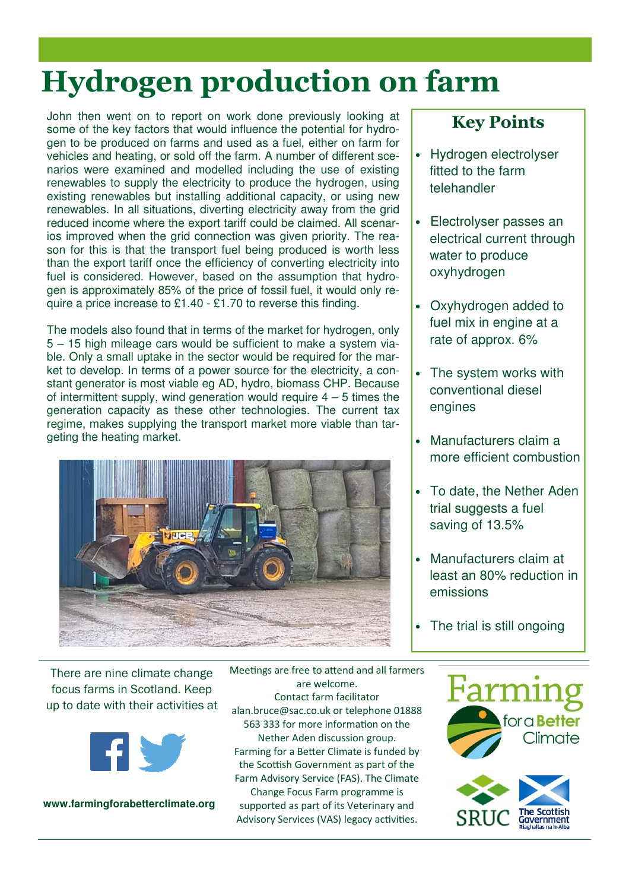# Hydrogen production on farm

John then went on to report on work done previously looking at some of the key factors that would influence the potential for hydrogen to be produced on farms and used as a fuel, either on farm for vehicles and heating, or sold off the farm. A number of different scenarios were examined and modelled including the use of existing renewables to supply the electricity to produce the hydrogen, using existing renewables but installing additional capacity, or using new renewables. In all situations, diverting electricity away from the grid reduced income where the export tariff could be claimed. All scenarios improved when the grid connection was given priority. The reason for this is that the transport fuel being produced is worth less than the export tariff once the efficiency of converting electricity into fuel is considered. However, based on the assumption that hydrogen is approximately 85% of the price of fossil fuel, it would only require a price increase to £1.40 - £1.70 to reverse this finding.

The models also found that in terms of the market for hydrogen, only 5 – 15 high mileage cars would be sufficient to make a system viable. Only a small uptake in the sector would be required for the market to develop. In terms of a power source for the electricity, a constant generator is most viable eg AD, hydro, biomass CHP. Because of intermittent supply, wind generation would require 4 – 5 times the generation capacity as these other technologies. The current tax regime, makes supplying the transport market more viable than targeting the heating market.

## Key Points

- Hydrogen electrolyser fitted to the farm telehandler
- Electrolyser passes an electrical current through water to produce oxyhydrogen
- Oxyhydrogen added to fuel mix in engine at a rate of approx. 6%
- The system works with conventional diesel engines
- Manufacturers claim a more efficient combustion
- To date, the Nether Aden trial suggests a fuel saving of 13.5%
- Manufacturers claim at least an 80% reduction in emissions
- The trial is still ongoing

There are nine climate change focus farms in Scotland. Keep up to date with their activities at

www.farmingforabetterclimate.org

Meetings are free to attend and all farmers are welcome. Contact farm facilitator alan.bruce@sac.co.uk or telephone 01888 563 333 for more information on the Nether Aden discussion group. Farming for a Better Climate is funded by the Scottish Government as part of the Farm Advisory Service (FAS). The Climate Change Focus Farm programme is supported as part of its Veterinary and Advisory Services (VAS) legacy activities.

Farming for a Better Climate

SRUC

The Scottish Government
Riaghaltas na h-Alba